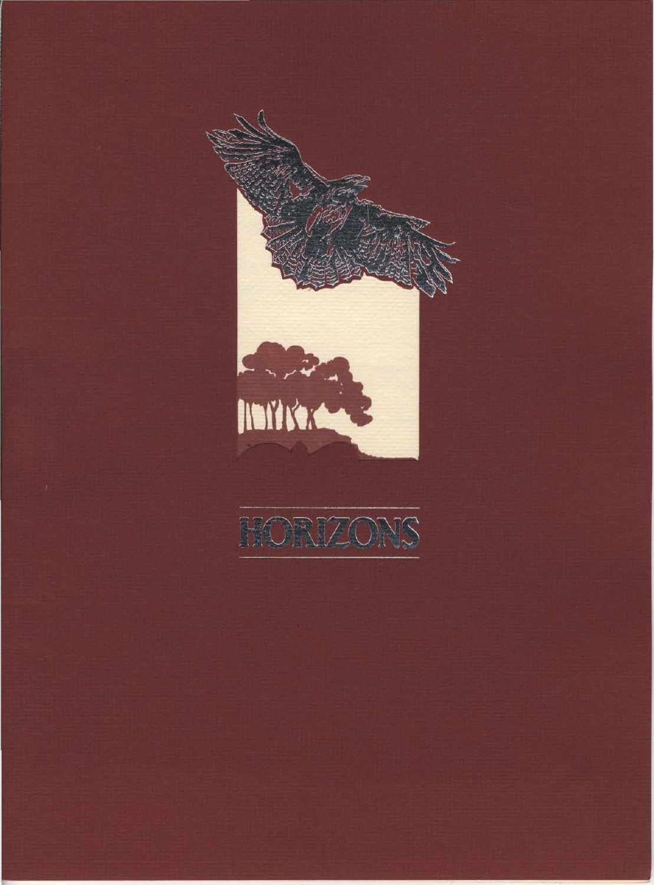# HORIZONS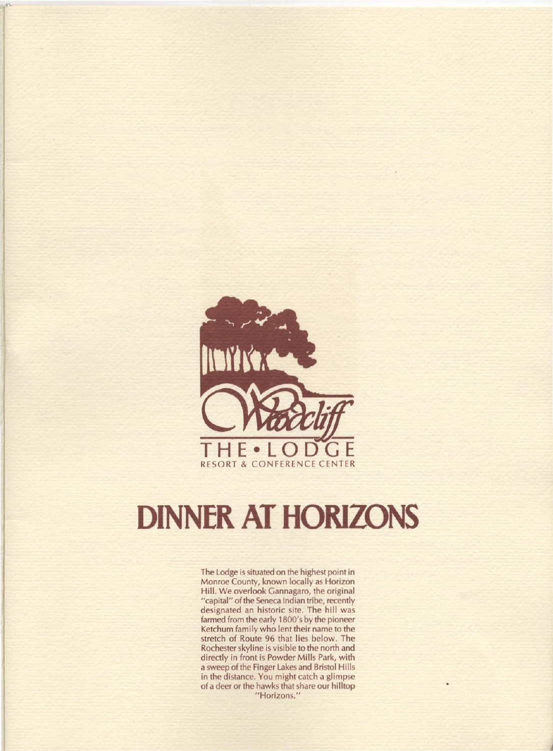Woodcliff

THE • LODGE

RESORT & CONFERENCE CENTER

# DINNER AT HORIZONS

The Lodge is situated on the highest point in Monroe County, known locally as Horizon Hill. We overlook Gannagaro, the original "capital" of the Seneca Indian tribe, recently designated an historic site. The hill was farmed from the early 1800's by the pioneer Ketchum family who lent their name to the stretch of Route 96 that lies below. The Rochester skyline is visible to the north and directly in front is Powder Mills Park, with a sweep of the Finger Lakes and Bristol Hills in the distance. You might catch a glimpse of a deer or the hawks that share our hilltop "Horizons."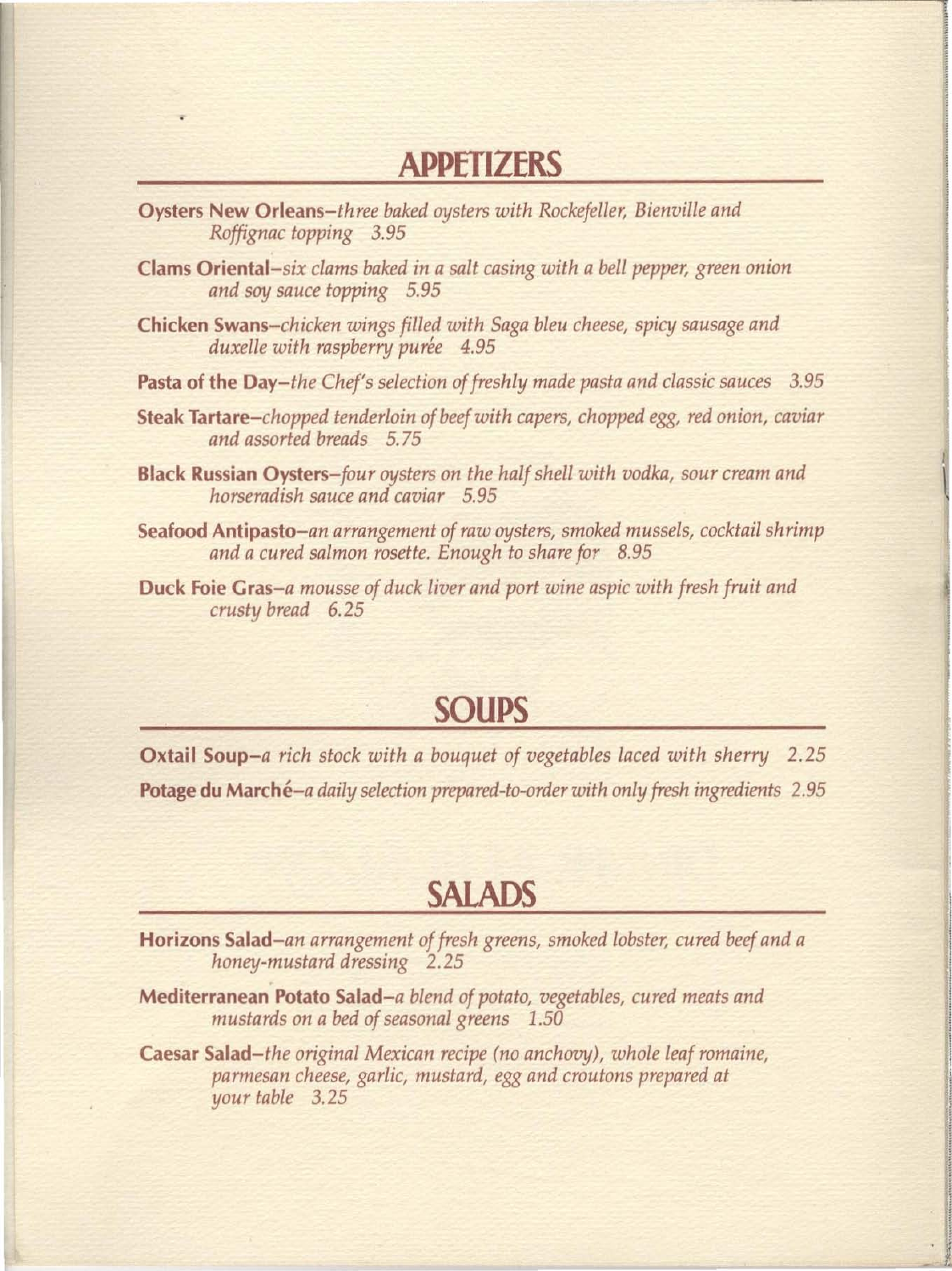## APPETIZERS

**Oysters New Orleans**–*three baked oysters with Rockefeller, Bienville and Roffignac topping* 3.95

**Clams Oriental**–*six clams baked in a salt casing with a bell pepper, green onion and soy sauce topping* 5.95

**Chicken Swans**–*chicken wings filled with Saga bleu cheese, spicy sausage and duxelle with raspberry purée* 4.95

**Pasta of the Day**–*the Chef's selection of freshly made pasta and classic sauces* 3.95

**Steak Tartare**–*chopped tenderloin of beef with capers, chopped egg, red onion, caviar and assorted breads* 5.75

**Black Russian Oysters**–*four oysters on the half shell with vodka, sour cream and horseradish sauce and caviar* 5.95

**Seafood Antipasto**–*an arrangement of raw oysters, smoked mussels, cocktail shrimp and a cured salmon rosette. Enough to share for* 8.95

**Duck Foie Gras**–*a mousse of duck liver and port wine aspic with fresh fruit and crusty bread* 6.25

## SOUPS

**Oxtail Soup**–*a rich stock with a bouquet of vegetables laced with sherry* 2.25

**Potage du Marché**–*a daily selection prepared-to-order with only fresh ingredients* 2.95

## SALADS

**Horizons Salad**–*an arrangement of fresh greens, smoked lobster, cured beef and a honey-mustard dressing* 2.25

**Mediterranean Potato Salad**–*a blend of potato, vegetables, cured meats and mustards on a bed of seasonal greens* 1.50

**Caesar Salad**–*the original Mexican recipe (no anchovy), whole leaf romaine, parmesan cheese, garlic, mustard, egg and croutons prepared at your table* 3.25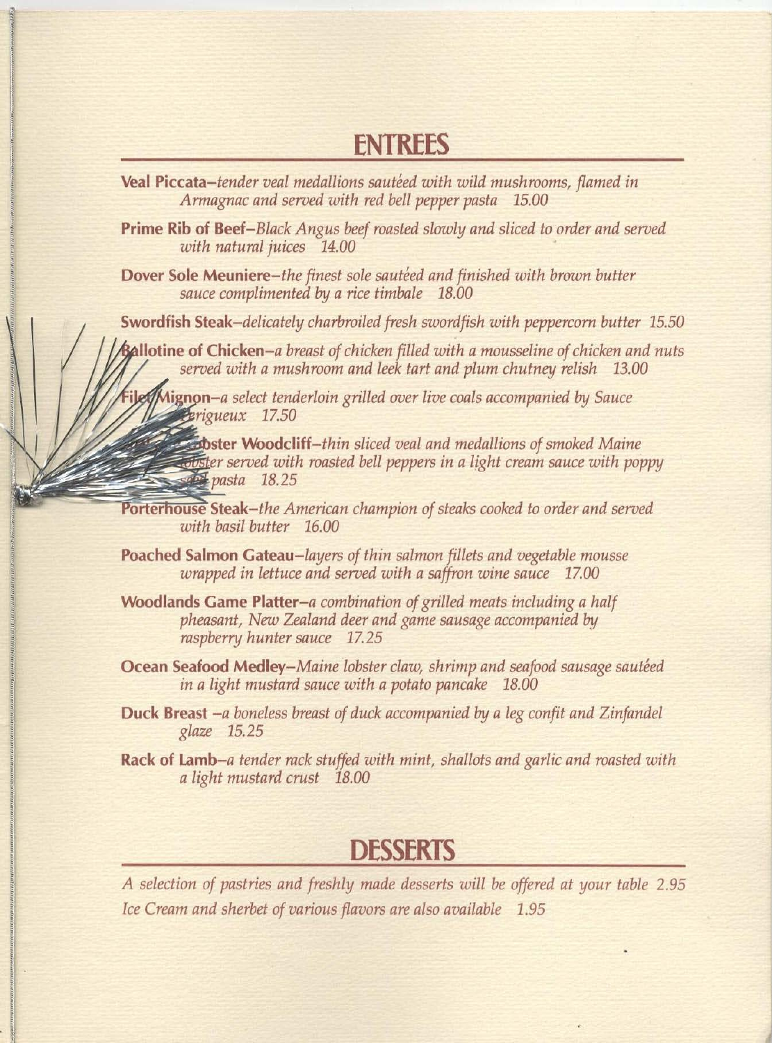## ENTREES

**Veal Piccata**–*tender veal medallions sautéed with wild mushrooms, flamed in Armagnac and served with red bell pepper pasta* 15.00

**Prime Rib of Beef**–*Black Angus beef roasted slowly and sliced to order and served with natural juices* 14.00

**Dover Sole Meuniere**–*the finest sole sautéed and finished with brown butter sauce complimented by a rice timbale* 18.00

**Swordfish Steak**–*delicately charbroiled fresh swordfish with peppercorn butter* 15.50

**Ballotine of Chicken**–*a breast of chicken filled with a mousseline of chicken and nuts served with a mushroom and leek tart and plum chutney relish* 13.00

**Filet Mignon**–*a select tenderloin grilled over live coals accompanied by Sauce Perigueux* 17.50

**Veal and Lobster Woodcliff**–*thin sliced veal and medallions of smoked Maine lobster served with roasted bell peppers in a light cream sauce with poppy seed pasta* 18.25

**Porterhouse Steak**–*the American champion of steaks cooked to order and served with basil butter* 16.00

**Poached Salmon Gateau**–*layers of thin salmon fillets and vegetable mousse wrapped in lettuce and served with a saffron wine sauce* 17.00

**Woodlands Game Platter**–*a combination of grilled meats including a half pheasant, New Zealand deer and game sausage accompanied by raspberry hunter sauce* 17.25

**Ocean Seafood Medley**–*Maine lobster claw, shrimp and seafood sausage sautéed in a light mustard sauce with a potato pancake* 18.00

**Duck Breast** –*a boneless breast of duck accompanied by a leg confit and Zinfandel glaze* 15.25

**Rack of Lamb**–*a tender rack stuffed with mint, shallots and garlic and roasted with a light mustard crust* 18.00

## DESSERTS

*A selection of pastries and freshly made desserts will be offered at your table* 2.95

*Ice Cream and sherbet of various flavors are also available* 1.95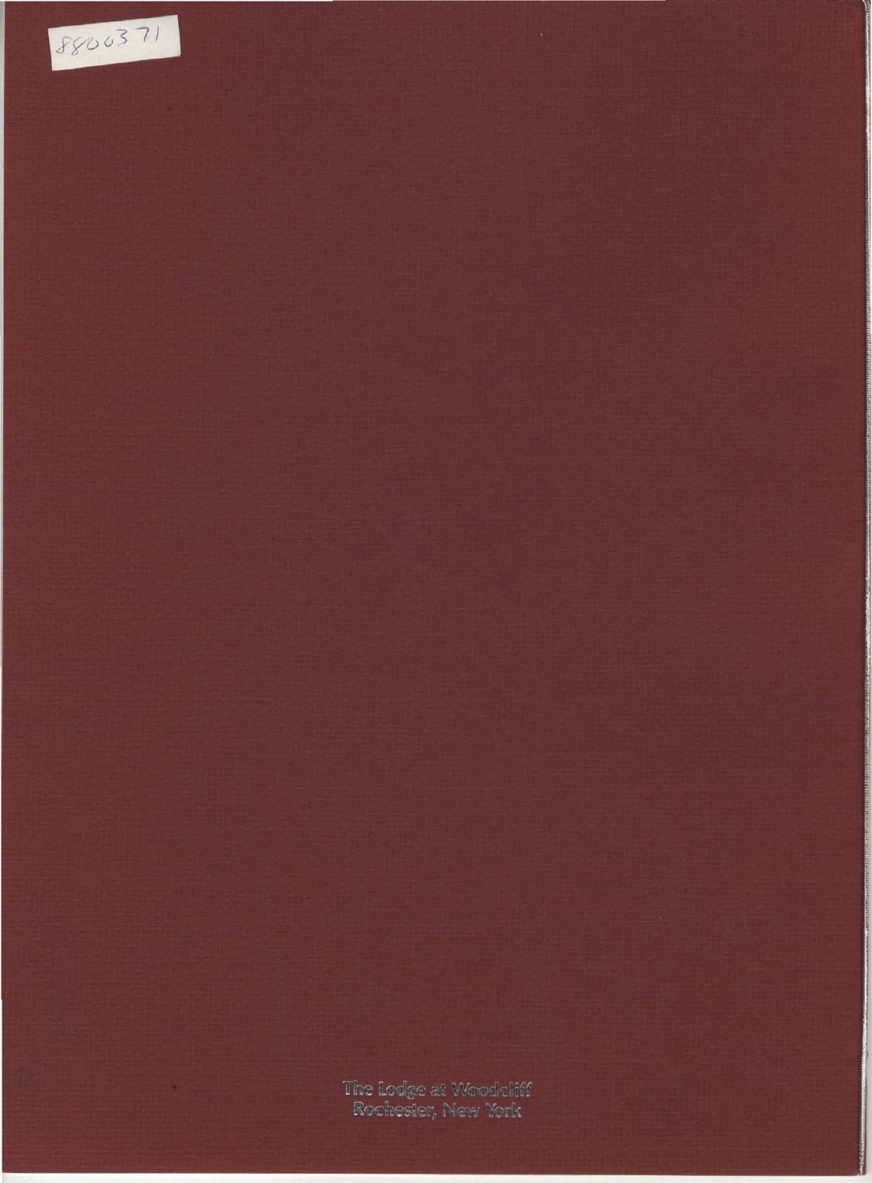8800371

The Lodge at Woodcliff
Rochester, New York